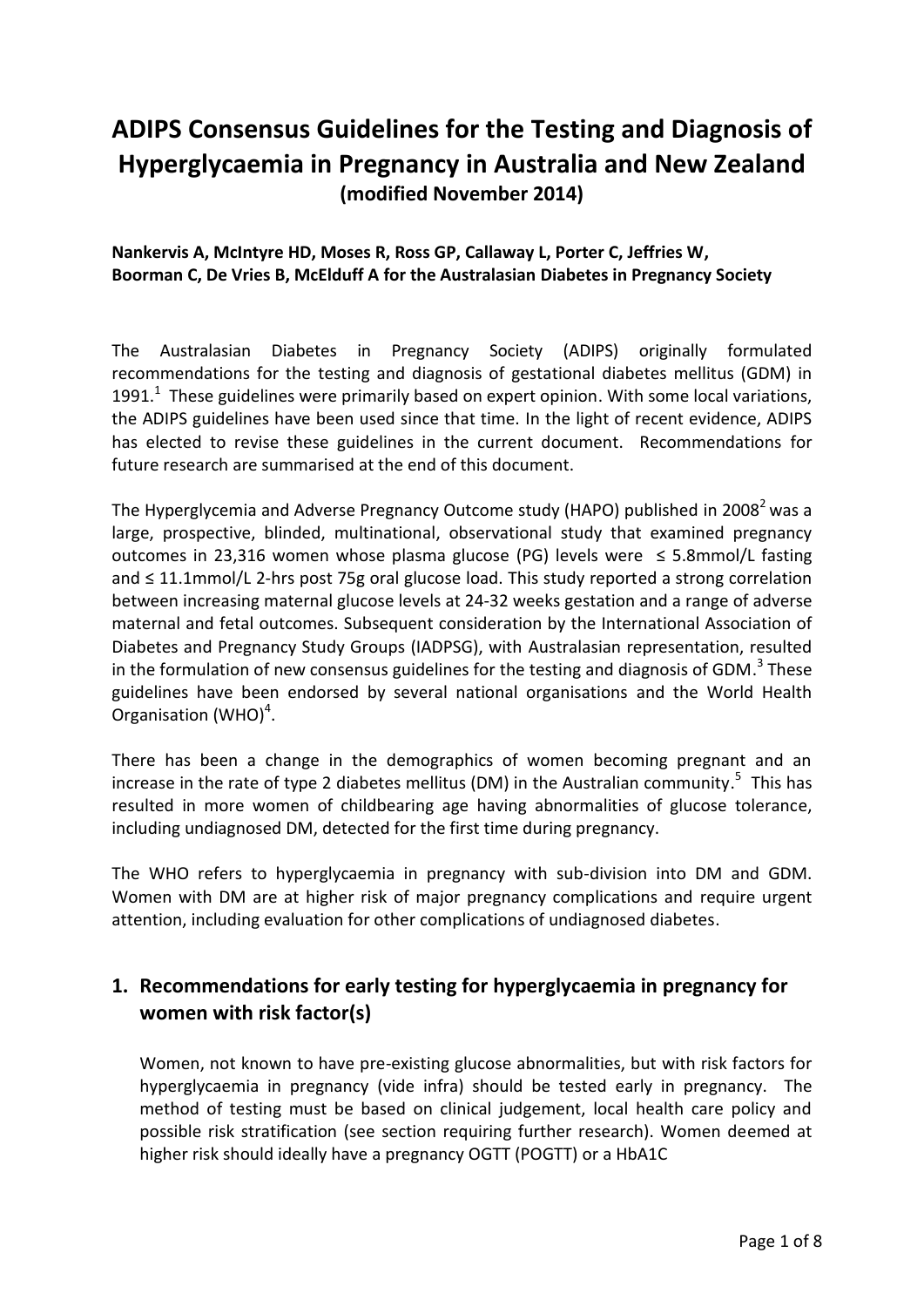# ADIPS Consensus Guidelines for the Testing and Diagnosis of Hyperglycaemia in Pregnancy in Australia and New Zealand

**(modified November 2014)**

**Nankervis A, McIntyre HD, Moses R, Ross GP, Callaway L, Porter C, Jeffries W, Boorman C, De Vries B, McElduff A for the Australasian Diabetes in Pregnancy Society**

The Australasian Diabetes in Pregnancy Society (ADIPS) originally formulated recommendations for the testing and diagnosis of gestational diabetes mellitus (GDM) in 1991.[1] These guidelines were primarily based on expert opinion. With some local variations, the ADIPS guidelines have been used since that time. In the light of recent evidence, ADIPS has elected to revise these guidelines in the current document. Recommendations for future research are summarised at the end of this document.

The Hyperglycemia and Adverse Pregnancy Outcome study (HAPO) published in 2008[2] was a large, prospective, blinded, multinational, observational study that examined pregnancy outcomes in 23,316 women whose plasma glucose (PG) levels were ≤ 5.8mmol/L fasting and ≤ 11.1mmol/L 2-hrs post 75g oral glucose load. This study reported a strong correlation between increasing maternal glucose levels at 24-32 weeks gestation and a range of adverse maternal and fetal outcomes. Subsequent consideration by the International Association of Diabetes and Pregnancy Study Groups (IADPSG), with Australasian representation, resulted in the formulation of new consensus guidelines for the testing and diagnosis of GDM.[3] These guidelines have been endorsed by several national organisations and the World Health Organisation (WHO)[4].

There has been a change in the demographics of women becoming pregnant and an increase in the rate of type 2 diabetes mellitus (DM) in the Australian community.[5] This has resulted in more women of childbearing age having abnormalities of glucose tolerance, including undiagnosed DM, detected for the first time during pregnancy.

The WHO refers to hyperglycaemia in pregnancy with sub-division into DM and GDM. Women with DM are at higher risk of major pregnancy complications and require urgent attention, including evaluation for other complications of undiagnosed diabetes.

## 1. Recommendations for early testing for hyperglycaemia in pregnancy for women with risk factor(s)

Women, not known to have pre-existing glucose abnormalities, but with risk factors for hyperglycaemia in pregnancy (vide infra) should be tested early in pregnancy. The method of testing must be based on clinical judgement, local health care policy and possible risk stratification (see section requiring further research). Women deemed at higher risk should ideally have a pregnancy OGTT (POGTT) or a HbA1C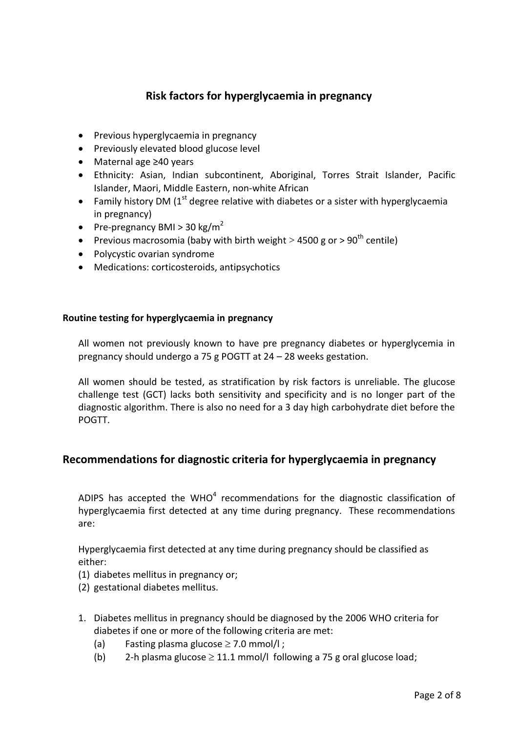## Risk factors for hyperglycaemia in pregnancy

- Previous hyperglycaemia in pregnancy
- Previously elevated blood glucose level
- Maternal age ≥40 years
- Ethnicity: Asian, Indian subcontinent, Aboriginal, Torres Strait Islander, Pacific Islander, Maori, Middle Eastern, non-white African
- Family history DM (1st degree relative with diabetes or a sister with hyperglycaemia in pregnancy)
- Pre-pregnancy BMI > 30 kg/m$^2$
- Previous macrosomia (baby with birth weight > 4500 g or > 90th centile)
- Polycystic ovarian syndrome
- Medications: corticosteroids, antipsychotics

#### Routine testing for hyperglycaemia in pregnancy

All women not previously known to have pre pregnancy diabetes or hyperglycemia in pregnancy should undergo a 75 g POGTT at 24 – 28 weeks gestation.

All women should be tested, as stratification by risk factors is unreliable. The glucose challenge test (GCT) lacks both sensitivity and specificity and is no longer part of the diagnostic algorithm. There is also no need for a 3 day high carbohydrate diet before the POGTT.

## Recommendations for diagnostic criteria for hyperglycaemia in pregnancy

ADIPS has accepted the WHO[4] recommendations for the diagnostic classification of hyperglycaemia first detected at any time during pregnancy. These recommendations are:

Hyperglycaemia first detected at any time during pregnancy should be classified as either:

(1) diabetes mellitus in pregnancy or;
(2) gestational diabetes mellitus.

1. Diabetes mellitus in pregnancy should be diagnosed by the 2006 WHO criteria for diabetes if one or more of the following criteria are met:
   (a) Fasting plasma glucose ≥ 7.0 mmol/l ;
   (b) 2-h plasma glucose ≥ 11.1 mmol/l following a 75 g oral glucose load;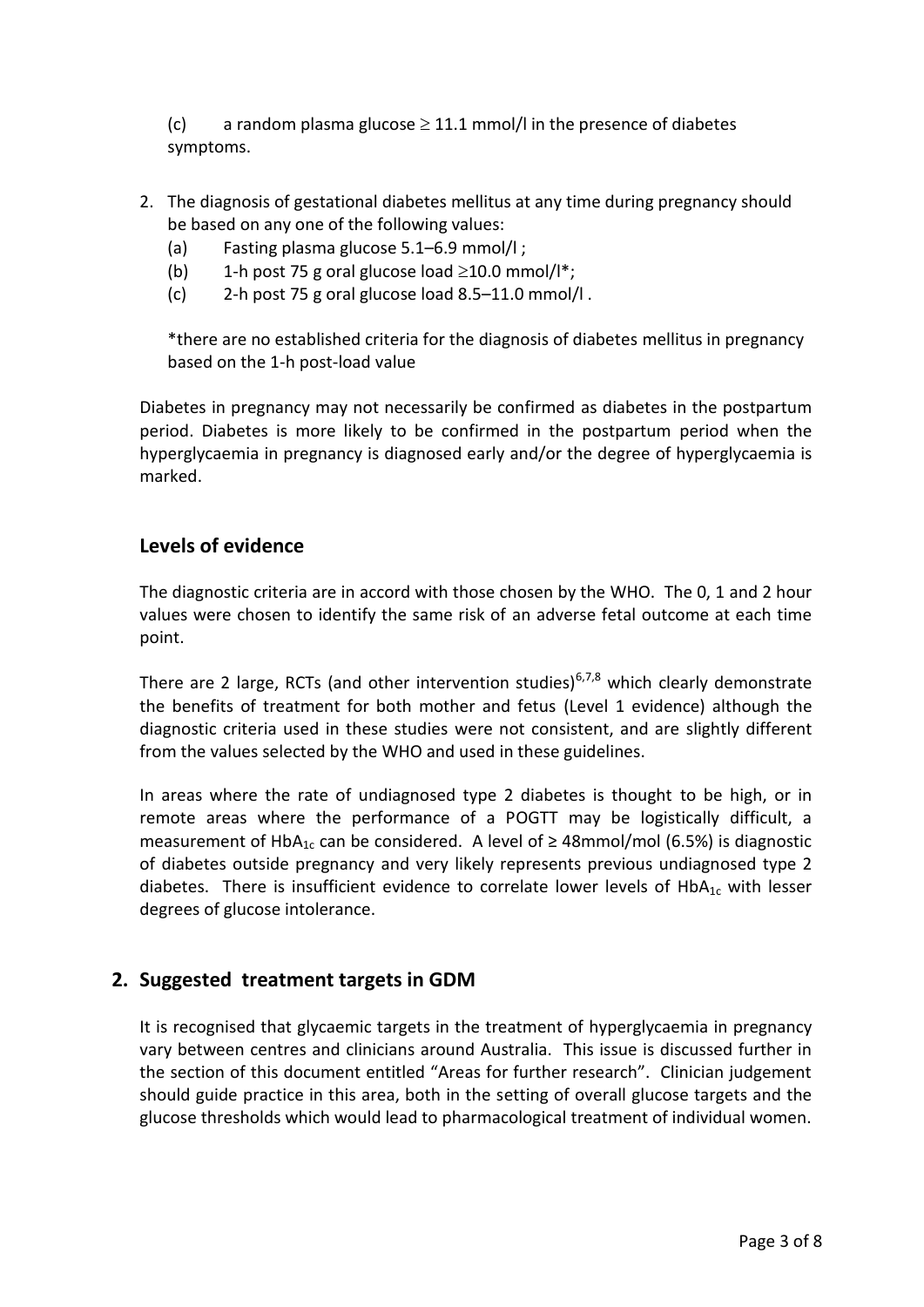(c) a random plasma glucose $\geq$ 11.1 mmol/l in the presence of diabetes symptoms.

2. The diagnosis of gestational diabetes mellitus at any time during pregnancy should be based on any one of the following values:
   (a) Fasting plasma glucose 5.1–6.9 mmol/l ;
   (b) 1-h post 75 g oral glucose load $\geq$10.0 mmol/l*;
   (c) 2-h post 75 g oral glucose load 8.5–11.0 mmol/l .

   *there are no established criteria for the diagnosis of diabetes mellitus in pregnancy based on the 1-h post-load value

Diabetes in pregnancy may not necessarily be confirmed as diabetes in the postpartum period. Diabetes is more likely to be confirmed in the postpartum period when the hyperglycaemia in pregnancy is diagnosed early and/or the degree of hyperglycaemia is marked.

## Levels of evidence

The diagnostic criteria are in accord with those chosen by the WHO. The 0, 1 and 2 hour values were chosen to identify the same risk of an adverse fetal outcome at each time point.

There are 2 large, RCTs (and other intervention studies)[6,7,8] which clearly demonstrate the benefits of treatment for both mother and fetus (Level 1 evidence) although the diagnostic criteria used in these studies were not consistent, and are slightly different from the values selected by the WHO and used in these guidelines.

In areas where the rate of undiagnosed type 2 diabetes is thought to be high, or in remote areas where the performance of a POGTT may be logistically difficult, a measurement of $HbA_{1c}$ can be considered. A level of ≥ 48mmol/mol (6.5%) is diagnostic of diabetes outside pregnancy and very likely represents previous undiagnosed type 2 diabetes. There is insufficient evidence to correlate lower levels of $HbA_{1c}$ with lesser degrees of glucose intolerance.

## 2. Suggested treatment targets in GDM

It is recognised that glycaemic targets in the treatment of hyperglycaemia in pregnancy vary between centres and clinicians around Australia. This issue is discussed further in the section of this document entitled "Areas for further research". Clinician judgement should guide practice in this area, both in the setting of overall glucose targets and the glucose thresholds which would lead to pharmacological treatment of individual women.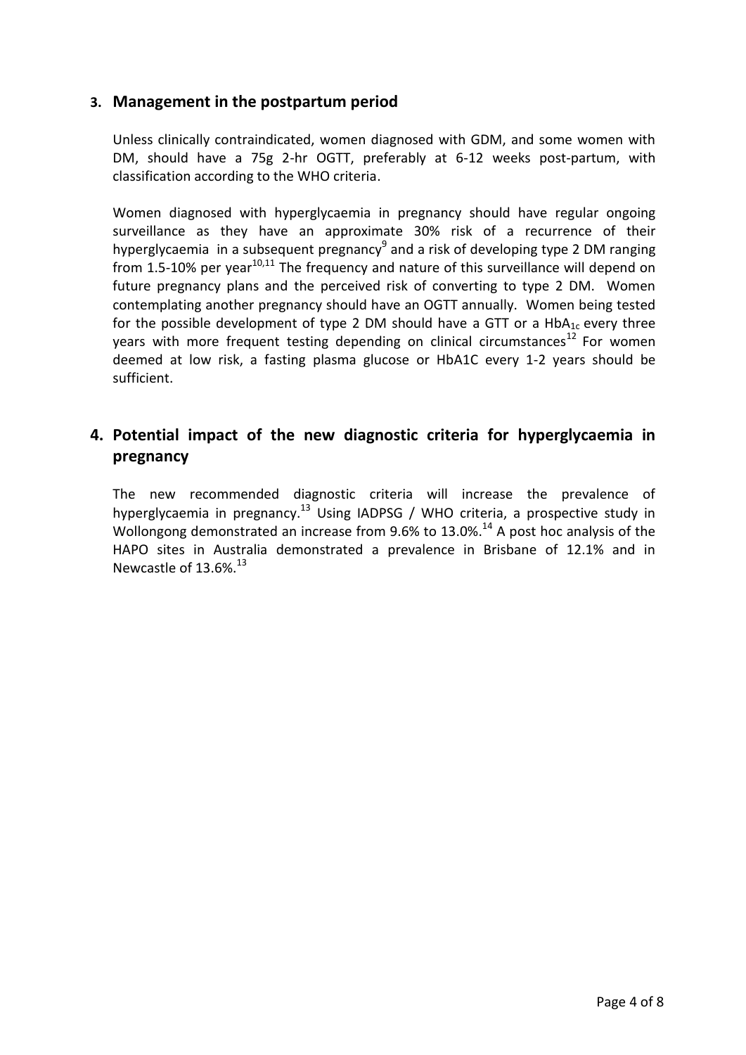## 3. Management in the postpartum period

Unless clinically contraindicated, women diagnosed with GDM, and some women with DM, should have a 75g 2-hr OGTT, preferably at 6-12 weeks post-partum, with classification according to the WHO criteria.

Women diagnosed with hyperglycaemia in pregnancy should have regular ongoing surveillance as they have an approximate 30% risk of a recurrence of their hyperglycaemia in a subsequent pregnancy[9] and a risk of developing type 2 DM ranging from 1.5-10% per year[10,11] The frequency and nature of this surveillance will depend on future pregnancy plans and the perceived risk of converting to type 2 DM. Women contemplating another pregnancy should have an OGTT annually. Women being tested for the possible development of type 2 DM should have a GTT or a $HbA_{1c}$ every three years with more frequent testing depending on clinical circumstances[12] For women deemed at low risk, a fasting plasma glucose or HbA1C every 1-2 years should be sufficient.

## 4. Potential impact of the new diagnostic criteria for hyperglycaemia in pregnancy

The new recommended diagnostic criteria will increase the prevalence of hyperglycaemia in pregnancy.[13] Using IADPSG / WHO criteria, a prospective study in Wollongong demonstrated an increase from 9.6% to 13.0%.[14] A post hoc analysis of the HAPO sites in Australia demonstrated a prevalence in Brisbane of 12.1% and in Newcastle of 13.6%.[13]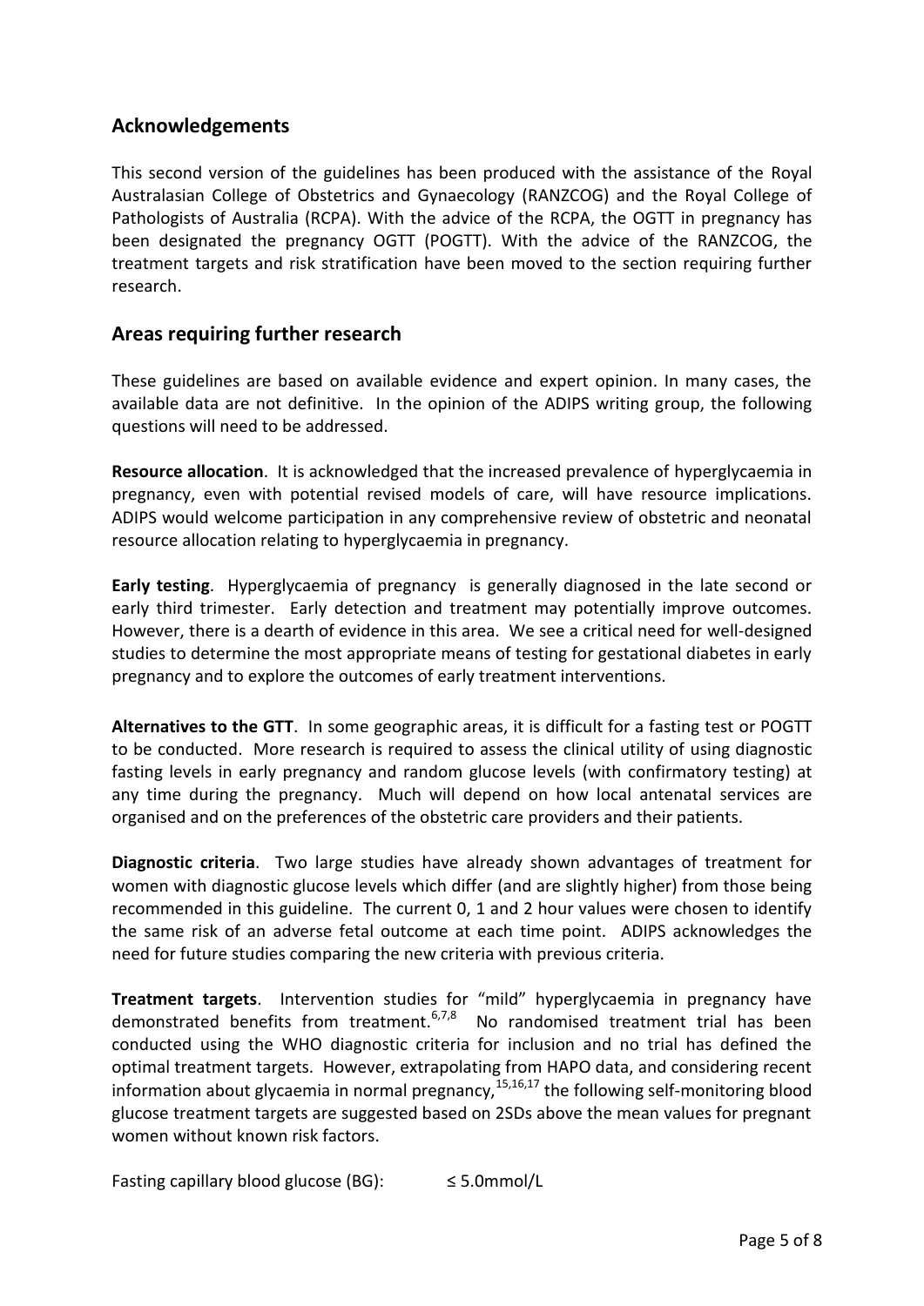## Acknowledgements

This second version of the guidelines has been produced with the assistance of the Royal Australasian College of Obstetrics and Gynaecology (RANZCOG) and the Royal College of Pathologists of Australia (RCPA). With the advice of the RCPA, the OGTT in pregnancy has been designated the pregnancy OGTT (POGTT). With the advice of the RANZCOG, the treatment targets and risk stratification have been moved to the section requiring further research.

## Areas requiring further research

These guidelines are based on available evidence and expert opinion. In many cases, the available data are not definitive. In the opinion of the ADIPS writing group, the following questions will need to be addressed.

**Resource allocation**. It is acknowledged that the increased prevalence of hyperglycaemia in pregnancy, even with potential revised models of care, will have resource implications. ADIPS would welcome participation in any comprehensive review of obstetric and neonatal resource allocation relating to hyperglycaemia in pregnancy.

**Early testing**. Hyperglycaemia of pregnancy is generally diagnosed in the late second or early third trimester. Early detection and treatment may potentially improve outcomes. However, there is a dearth of evidence in this area. We see a critical need for well-designed studies to determine the most appropriate means of testing for gestational diabetes in early pregnancy and to explore the outcomes of early treatment interventions.

**Alternatives to the GTT**. In some geographic areas, it is difficult for a fasting test or POGTT to be conducted. More research is required to assess the clinical utility of using diagnostic fasting levels in early pregnancy and random glucose levels (with confirmatory testing) at any time during the pregnancy. Much will depend on how local antenatal services are organised and on the preferences of the obstetric care providers and their patients.

**Diagnostic criteria**. Two large studies have already shown advantages of treatment for women with diagnostic glucose levels which differ (and are slightly higher) from those being recommended in this guideline. The current 0, 1 and 2 hour values were chosen to identify the same risk of an adverse fetal outcome at each time point. ADIPS acknowledges the need for future studies comparing the new criteria with previous criteria.

**Treatment targets**. Intervention studies for "mild" hyperglycaemia in pregnancy have demonstrated benefits from treatment.[6,7,8] No randomised treatment trial has been conducted using the WHO diagnostic criteria for inclusion and no trial has defined the optimal treatment targets. However, extrapolating from HAPO data, and considering recent information about glycaemia in normal pregnancy,[15,16,17] the following self-monitoring blood glucose treatment targets are suggested based on 2SDs above the mean values for pregnant women without known risk factors.

Fasting capillary blood glucose (BG): ≤ 5.0mmol/L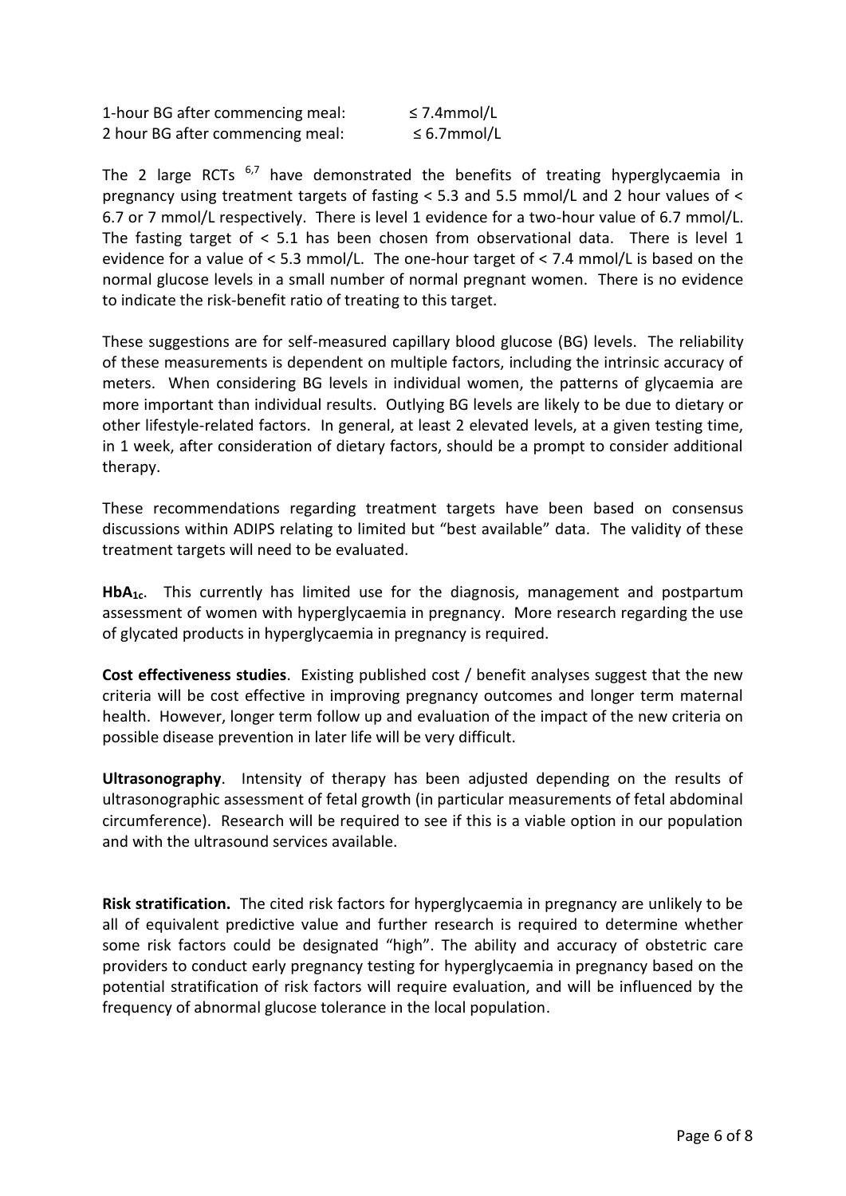1-hour BG after commencing meal: ≤ 7.4mmol/L
2 hour BG after commencing meal: ≤ 6.7mmol/L

The 2 large RCTs [6,7] have demonstrated the benefits of treating hyperglycaemia in pregnancy using treatment targets of fasting < 5.3 and 5.5 mmol/L and 2 hour values of < 6.7 or 7 mmol/L respectively. There is level 1 evidence for a two-hour value of 6.7 mmol/L. The fasting target of < 5.1 has been chosen from observational data. There is level 1 evidence for a value of < 5.3 mmol/L. The one-hour target of < 7.4 mmol/L is based on the normal glucose levels in a small number of normal pregnant women. There is no evidence to indicate the risk-benefit ratio of treating to this target.

These suggestions are for self-measured capillary blood glucose (BG) levels. The reliability of these measurements is dependent on multiple factors, including the intrinsic accuracy of meters. When considering BG levels in individual women, the patterns of glycaemia are more important than individual results. Outlying BG levels are likely to be due to dietary or other lifestyle-related factors. In general, at least 2 elevated levels, at a given testing time, in 1 week, after consideration of dietary factors, should be a prompt to consider additional therapy.

These recommendations regarding treatment targets have been based on consensus discussions within ADIPS relating to limited but "best available" data. The validity of these treatment targets will need to be evaluated.

**$HbA_{1c}$.** This currently has limited use for the diagnosis, management and postpartum assessment of women with hyperglycaemia in pregnancy. More research regarding the use of glycated products in hyperglycaemia in pregnancy is required.

**Cost effectiveness studies**. Existing published cost / benefit analyses suggest that the new criteria will be cost effective in improving pregnancy outcomes and longer term maternal health. However, longer term follow up and evaluation of the impact of the new criteria on possible disease prevention in later life will be very difficult.

**Ultrasonography**. Intensity of therapy has been adjusted depending on the results of ultrasonographic assessment of fetal growth (in particular measurements of fetal abdominal circumference). Research will be required to see if this is a viable option in our population and with the ultrasound services available.

**Risk stratification.** The cited risk factors for hyperglycaemia in pregnancy are unlikely to be all of equivalent predictive value and further research is required to determine whether some risk factors could be designated "high". The ability and accuracy of obstetric care providers to conduct early pregnancy testing for hyperglycaemia in pregnancy based on the potential stratification of risk factors will require evaluation, and will be influenced by the frequency of abnormal glucose tolerance in the local population.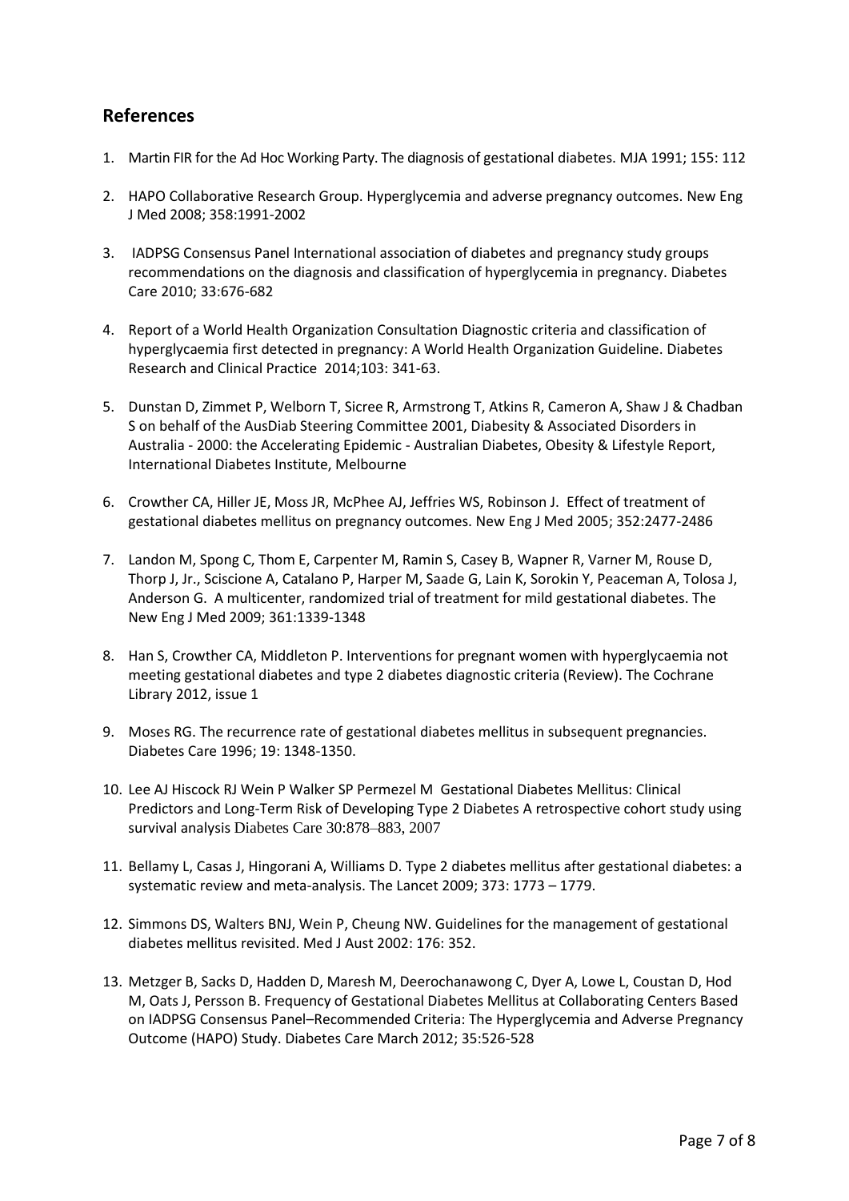## References

1. Martin FIR for the Ad Hoc Working Party. The diagnosis of gestational diabetes. MJA 1991; 155: 112
2. HAPO Collaborative Research Group. Hyperglycemia and adverse pregnancy outcomes. New Eng J Med 2008; 358:1991-2002
3. IADPSG Consensus Panel International association of diabetes and pregnancy study groups recommendations on the diagnosis and classification of hyperglycemia in pregnancy. Diabetes Care 2010; 33:676-682
4. Report of a World Health Organization Consultation Diagnostic criteria and classification of hyperglycaemia first detected in pregnancy: A World Health Organization Guideline. Diabetes Research and Clinical Practice 2014;103: 341-63.
5. Dunstan D, Zimmet P, Welborn T, Sicree R, Armstrong T, Atkins R, Cameron A, Shaw J & Chadban S on behalf of the AusDiab Steering Committee 2001, Diabesity & Associated Disorders in Australia - 2000: the Accelerating Epidemic - Australian Diabetes, Obesity & Lifestyle Report, International Diabetes Institute, Melbourne
6. Crowther CA, Hiller JE, Moss JR, McPhee AJ, Jeffries WS, Robinson J. Effect of treatment of gestational diabetes mellitus on pregnancy outcomes. New Eng J Med 2005; 352:2477-2486
7. Landon M, Spong C, Thom E, Carpenter M, Ramin S, Casey B, Wapner R, Varner M, Rouse D, Thorp J, Jr., Sciscione A, Catalano P, Harper M, Saade G, Lain K, Sorokin Y, Peaceman A, Tolosa J, Anderson G. A multicenter, randomized trial of treatment for mild gestational diabetes. The New Eng J Med 2009; 361:1339-1348
8. Han S, Crowther CA, Middleton P. Interventions for pregnant women with hyperglycaemia not meeting gestational diabetes and type 2 diabetes diagnostic criteria (Review). The Cochrane Library 2012, issue 1
9. Moses RG. The recurrence rate of gestational diabetes mellitus in subsequent pregnancies. Diabetes Care 1996; 19: 1348-1350.
10. Lee AJ Hiscock RJ Wein P Walker SP Permezel M Gestational Diabetes Mellitus: Clinical Predictors and Long-Term Risk of Developing Type 2 Diabetes A retrospective cohort study using survival analysis Diabetes Care 30:878–883, 2007
11. Bellamy L, Casas J, Hingorani A, Williams D. Type 2 diabetes mellitus after gestational diabetes: a systematic review and meta-analysis. The Lancet 2009; 373: 1773 – 1779.
12. Simmons DS, Walters BNJ, Wein P, Cheung NW. Guidelines for the management of gestational diabetes mellitus revisited. Med J Aust 2002: 176: 352.
13. Metzger B, Sacks D, Hadden D, Maresh M, Deerochanawong C, Dyer A, Lowe L, Coustan D, Hod M, Oats J, Persson B. Frequency of Gestational Diabetes Mellitus at Collaborating Centers Based on IADPSG Consensus Panel–Recommended Criteria: The Hyperglycemia and Adverse Pregnancy Outcome (HAPO) Study. Diabetes Care March 2012; 35:526-528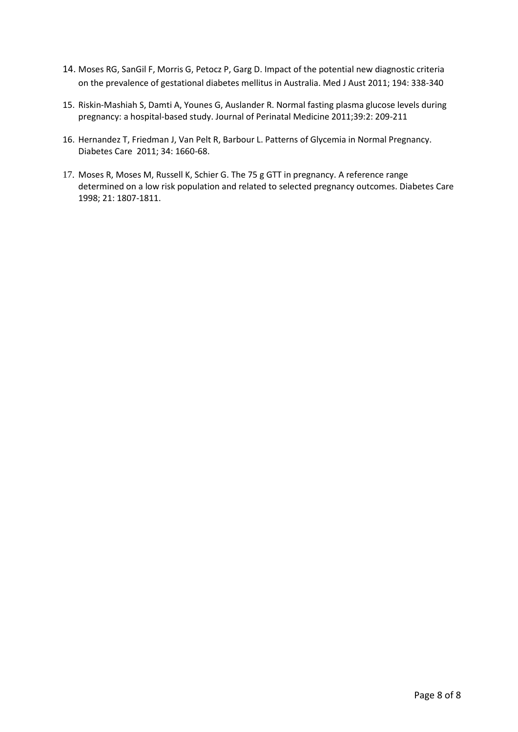14. Moses RG, SanGil F, Morris G, Petocz P, Garg D. Impact of the potential new diagnostic criteria on the prevalence of gestational diabetes mellitus in Australia. Med J Aust 2011; 194: 338-340
15. Riskin-Mashiah S, Damti A, Younes G, Auslander R. Normal fasting plasma glucose levels during pregnancy: a hospital-based study. Journal of Perinatal Medicine 2011;39:2: 209-211
16. Hernandez T, Friedman J, Van Pelt R, Barbour L. Patterns of Glycemia in Normal Pregnancy. Diabetes Care 2011; 34: 1660-68.
17. Moses R, Moses M, Russell K, Schier G. The 75 g GTT in pregnancy. A reference range determined on a low risk population and related to selected pregnancy outcomes. Diabetes Care 1998; 21: 1807-1811.